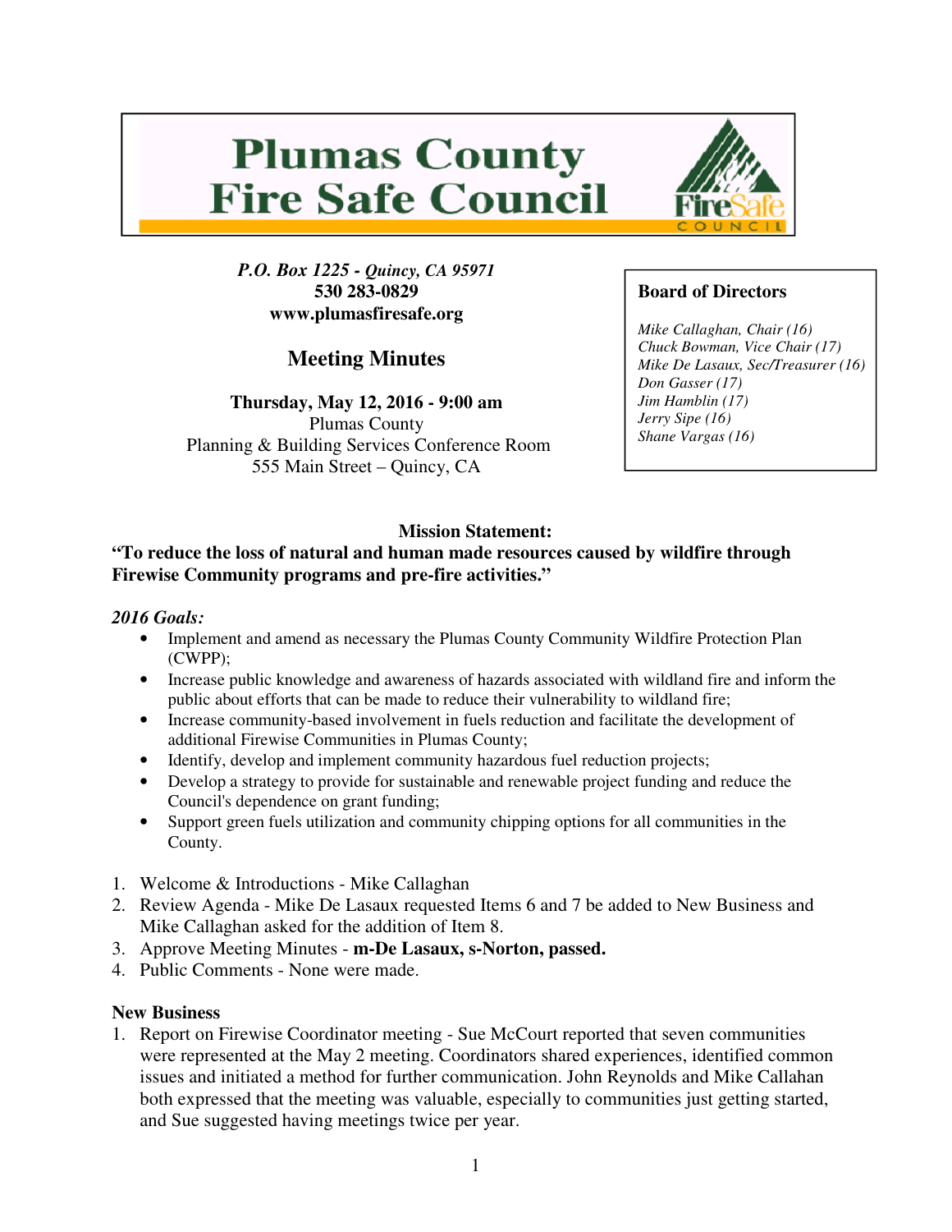# Plumas County Fire Safe Council

***P.O. Box 1225 - Quincy, CA 95971***
**530 283-0829**
**www.plumasfiresafe.org**

## Meeting Minutes

**Thursday, May 12, 2016 - 9:00 am**
Plumas County
Planning & Building Services Conference Room
555 Main Street – Quincy, CA

**Board of Directors**

*Mike Callaghan, Chair (16)*
*Chuck Bowman, Vice Chair (17)*
*Mike De Lasaux, Sec/Treasurer (16)*
*Don Gasser (17)*
*Jim Hamblin (17)*
*Jerry Sipe (16)*
*Shane Vargas (16)*

**Mission Statement:**
**"To reduce the loss of natural and human made resources caused by wildfire through Firewise Community programs and pre-fire activities."**

***2016 Goals:***

- Implement and amend as necessary the Plumas County Community Wildfire Protection Plan (CWPP);
- Increase public knowledge and awareness of hazards associated with wildland fire and inform the public about efforts that can be made to reduce their vulnerability to wildland fire;
- Increase community-based involvement in fuels reduction and facilitate the development of additional Firewise Communities in Plumas County;
- Identify, develop and implement community hazardous fuel reduction projects;
- Develop a strategy to provide for sustainable and renewable project funding and reduce the Council's dependence on grant funding;
- Support green fuels utilization and community chipping options for all communities in the County.

1. Welcome & Introductions - Mike Callaghan
2. Review Agenda - Mike De Lasaux requested Items 6 and 7 be added to New Business and Mike Callaghan asked for the addition of Item 8.
3. Approve Meeting Minutes - **m-De Lasaux, s-Norton, passed.**
4. Public Comments - None were made.

**New Business**

1. Report on Firewise Coordinator meeting - Sue McCourt reported that seven communities were represented at the May 2 meeting. Coordinators shared experiences, identified common issues and initiated a method for further communication. John Reynolds and Mike Callahan both expressed that the meeting was valuable, especially to communities just getting started, and Sue suggested having meetings twice per year.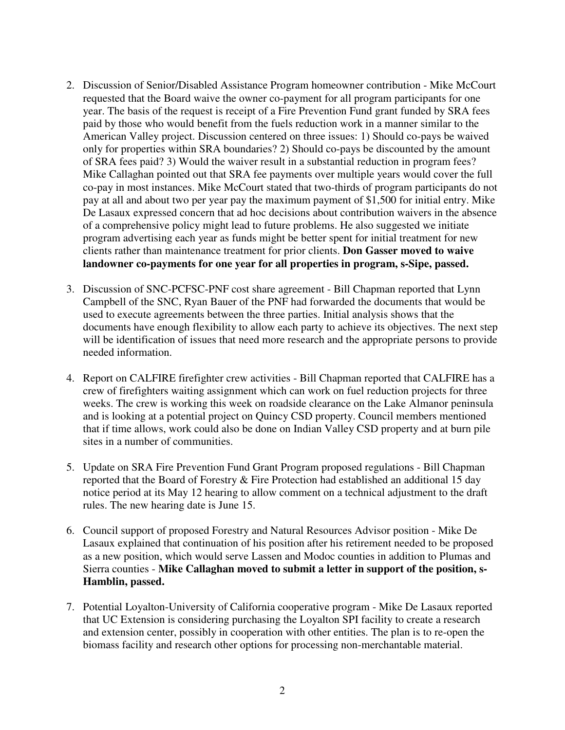2. Discussion of Senior/Disabled Assistance Program homeowner contribution - Mike McCourt requested that the Board waive the owner co-payment for all program participants for one year. The basis of the request is receipt of a Fire Prevention Fund grant funded by SRA fees paid by those who would benefit from the fuels reduction work in a manner similar to the American Valley project. Discussion centered on three issues: 1) Should co-pays be waived only for properties within SRA boundaries? 2) Should co-pays be discounted by the amount of SRA fees paid? 3) Would the waiver result in a substantial reduction in program fees? Mike Callaghan pointed out that SRA fee payments over multiple years would cover the full co-pay in most instances. Mike McCourt stated that two-thirds of program participants do not pay at all and about two per year pay the maximum payment of $1,500 for initial entry. Mike De Lasaux expressed concern that ad hoc decisions about contribution waivers in the absence of a comprehensive policy might lead to future problems. He also suggested we initiate program advertising each year as funds might be better spent for initial treatment for new clients rather than maintenance treatment for prior clients. **Don Gasser moved to waive landowner co-payments for one year for all properties in program, s-Sipe, passed.**

3. Discussion of SNC-PCFSC-PNF cost share agreement - Bill Chapman reported that Lynn Campbell of the SNC, Ryan Bauer of the PNF had forwarded the documents that would be used to execute agreements between the three parties. Initial analysis shows that the documents have enough flexibility to allow each party to achieve its objectives. The next step will be identification of issues that need more research and the appropriate persons to provide needed information.

4. Report on CALFIRE firefighter crew activities - Bill Chapman reported that CALFIRE has a crew of firefighters waiting assignment which can work on fuel reduction projects for three weeks. The crew is working this week on roadside clearance on the Lake Almanor peninsula and is looking at a potential project on Quincy CSD property. Council members mentioned that if time allows, work could also be done on Indian Valley CSD property and at burn pile sites in a number of communities.

5. Update on SRA Fire Prevention Fund Grant Program proposed regulations - Bill Chapman reported that the Board of Forestry & Fire Protection had established an additional 15 day notice period at its May 12 hearing to allow comment on a technical adjustment to the draft rules. The new hearing date is June 15.

6. Council support of proposed Forestry and Natural Resources Advisor position - Mike De Lasaux explained that continuation of his position after his retirement needed to be proposed as a new position, which would serve Lassen and Modoc counties in addition to Plumas and Sierra counties - **Mike Callaghan moved to submit a letter in support of the position, s-Hamblin, passed.**

7. Potential Loyalton-University of California cooperative program - Mike De Lasaux reported that UC Extension is considering purchasing the Loyalton SPI facility to create a research and extension center, possibly in cooperation with other entities. The plan is to re-open the biomass facility and research other options for processing non-merchantable material.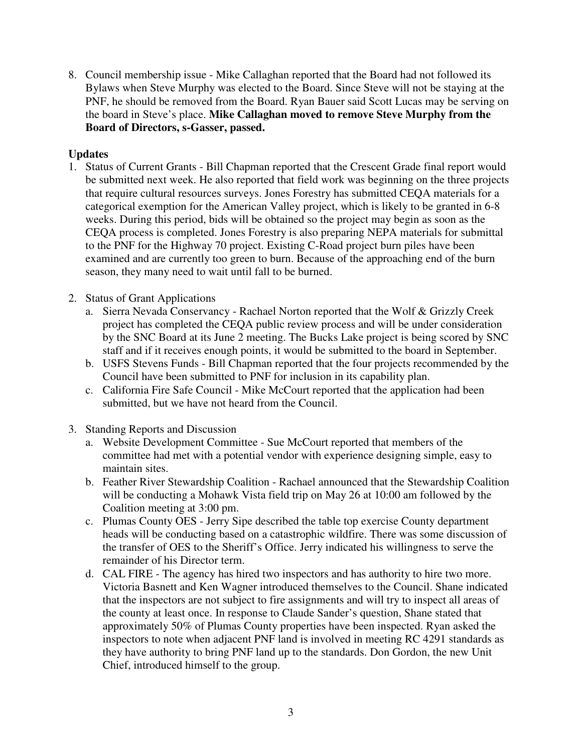8. Council membership issue - Mike Callaghan reported that the Board had not followed its Bylaws when Steve Murphy was elected to the Board. Since Steve will not be staying at the PNF, he should be removed from the Board. Ryan Bauer said Scott Lucas may be serving on the board in Steve's place. **Mike Callaghan moved to remove Steve Murphy from the Board of Directors, s-Gasser, passed.**

**Updates**

1. Status of Current Grants - Bill Chapman reported that the Crescent Grade final report would be submitted next week. He also reported that field work was beginning on the three projects that require cultural resources surveys. Jones Forestry has submitted CEQA materials for a categorical exemption for the American Valley project, which is likely to be granted in 6-8 weeks. During this period, bids will be obtained so the project may begin as soon as the CEQA process is completed. Jones Forestry is also preparing NEPA materials for submittal to the PNF for the Highway 70 project. Existing C-Road project burn piles have been examined and are currently too green to burn. Because of the approaching end of the burn season, they many need to wait until fall to be burned.

2. Status of Grant Applications
   a. Sierra Nevada Conservancy - Rachael Norton reported that the Wolf & Grizzly Creek project has completed the CEQA public review process and will be under consideration by the SNC Board at its June 2 meeting. The Bucks Lake project is being scored by SNC staff and if it receives enough points, it would be submitted to the board in September.
   b. USFS Stevens Funds - Bill Chapman reported that the four projects recommended by the Council have been submitted to PNF for inclusion in its capability plan.
   c. California Fire Safe Council - Mike McCourt reported that the application had been submitted, but we have not heard from the Council.

3. Standing Reports and Discussion
   a. Website Development Committee - Sue McCourt reported that members of the committee had met with a potential vendor with experience designing simple, easy to maintain sites.
   b. Feather River Stewardship Coalition - Rachael announced that the Stewardship Coalition will be conducting a Mohawk Vista field trip on May 26 at 10:00 am followed by the Coalition meeting at 3:00 pm.
   c. Plumas County OES - Jerry Sipe described the table top exercise County department heads will be conducting based on a catastrophic wildfire. There was some discussion of the transfer of OES to the Sheriff's Office. Jerry indicated his willingness to serve the remainder of his Director term.
   d. CAL FIRE - The agency has hired two inspectors and has authority to hire two more. Victoria Basnett and Ken Wagner introduced themselves to the Council. Shane indicated that the inspectors are not subject to fire assignments and will try to inspect all areas of the county at least once. In response to Claude Sander's question, Shane stated that approximately 50% of Plumas County properties have been inspected. Ryan asked the inspectors to note when adjacent PNF land is involved in meeting RC 4291 standards as they have authority to bring PNF land up to the standards. Don Gordon, the new Unit Chief, introduced himself to the group.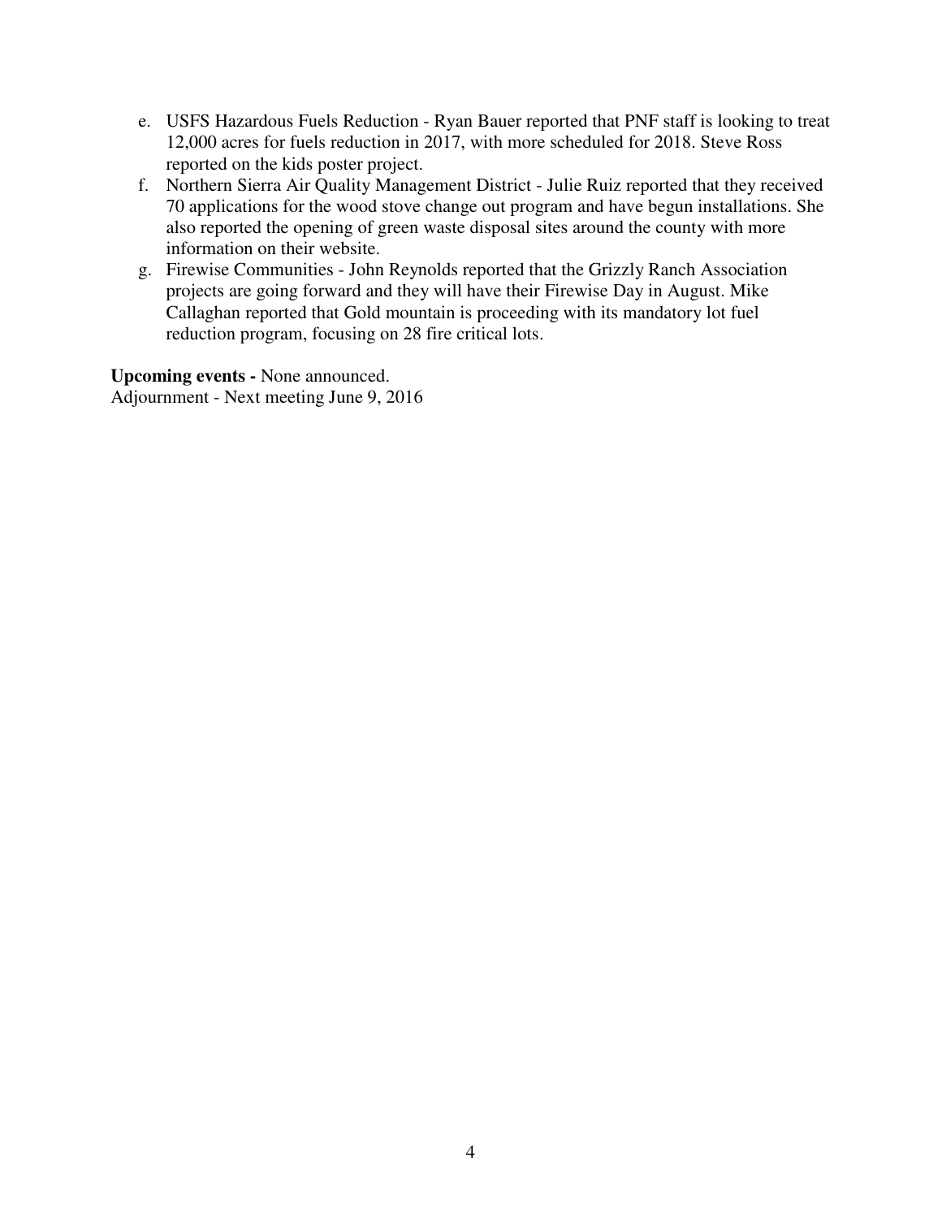e. USFS Hazardous Fuels Reduction - Ryan Bauer reported that PNF staff is looking to treat 12,000 acres for fuels reduction in 2017, with more scheduled for 2018. Steve Ross reported on the kids poster project.
f. Northern Sierra Air Quality Management District - Julie Ruiz reported that they received 70 applications for the wood stove change out program and have begun installations. She also reported the opening of green waste disposal sites around the county with more information on their website.
g. Firewise Communities - John Reynolds reported that the Grizzly Ranch Association projects are going forward and they will have their Firewise Day in August. Mike Callaghan reported that Gold mountain is proceeding with its mandatory lot fuel reduction program, focusing on 28 fire critical lots.

**Upcoming events -** None announced.
Adjournment - Next meeting June 9, 2016